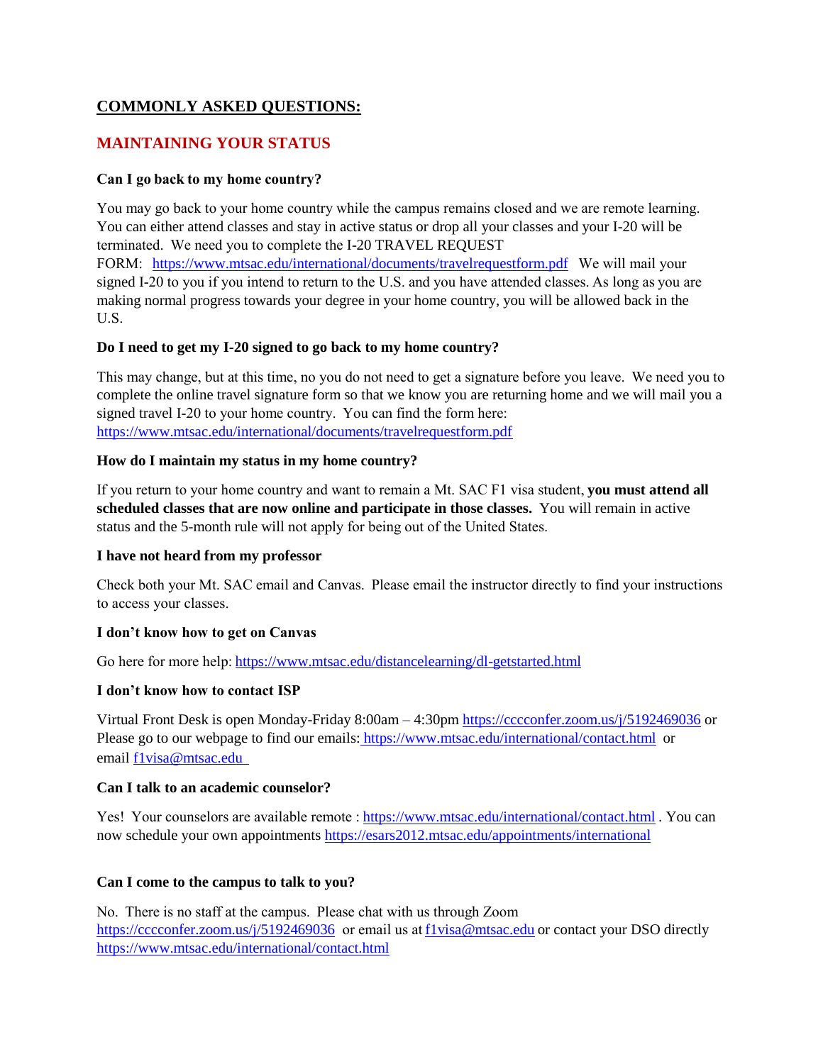# COMMONLY ASKED QUESTIONS:

## MAINTAINING YOUR STATUS

**Can I go back to my home country?**

You may go back to your home country while the campus remains closed and we are remote learning. You can either attend classes and stay in active status or drop all your classes and your I-20 will be terminated. We need you to complete the I-20 TRAVEL REQUEST FORM: https://www.mtsac.edu/international/documents/travelrequestform.pdf We will mail your signed I-20 to you if you intend to return to the U.S. and you have attended classes. As long as you are making normal progress towards your degree in your home country, you will be allowed back in the U.S.

**Do I need to get my I-20 signed to go back to my home country?**

This may change, but at this time, no you do not need to get a signature before you leave. We need you to complete the online travel signature form so that we know you are returning home and we will mail you a signed travel I-20 to your home country. You can find the form here: https://www.mtsac.edu/international/documents/travelrequestform.pdf

**How do I maintain my status in my home country?**

If you return to your home country and want to remain a Mt. SAC F1 visa student, **you must attend all scheduled classes that are now online and participate in those classes.** You will remain in active status and the 5-month rule will not apply for being out of the United States.

**I have not heard from my professor**

Check both your Mt. SAC email and Canvas. Please email the instructor directly to find your instructions to access your classes.

**I don't know how to get on Canvas**

Go here for more help: https://www.mtsac.edu/distancelearning/dl-getstarted.html

**I don't know how to contact ISP**

Virtual Front Desk is open Monday-Friday 8:00am – 4:30pm https://cccconfer.zoom.us/j/5192469036 or Please go to our webpage to find our emails: https://www.mtsac.edu/international/contact.html or email f1visa@mtsac.edu

**Can I talk to an academic counselor?**

Yes! Your counselors are available remote : https://www.mtsac.edu/international/contact.html . You can now schedule your own appointments https://esars2012.mtsac.edu/appointments/international

**Can I come to the campus to talk to you?**

No. There is no staff at the campus. Please chat with us through Zoom https://cccconfer.zoom.us/j/5192469036 or email us at f1visa@mtsac.edu or contact your DSO directly https://www.mtsac.edu/international/contact.html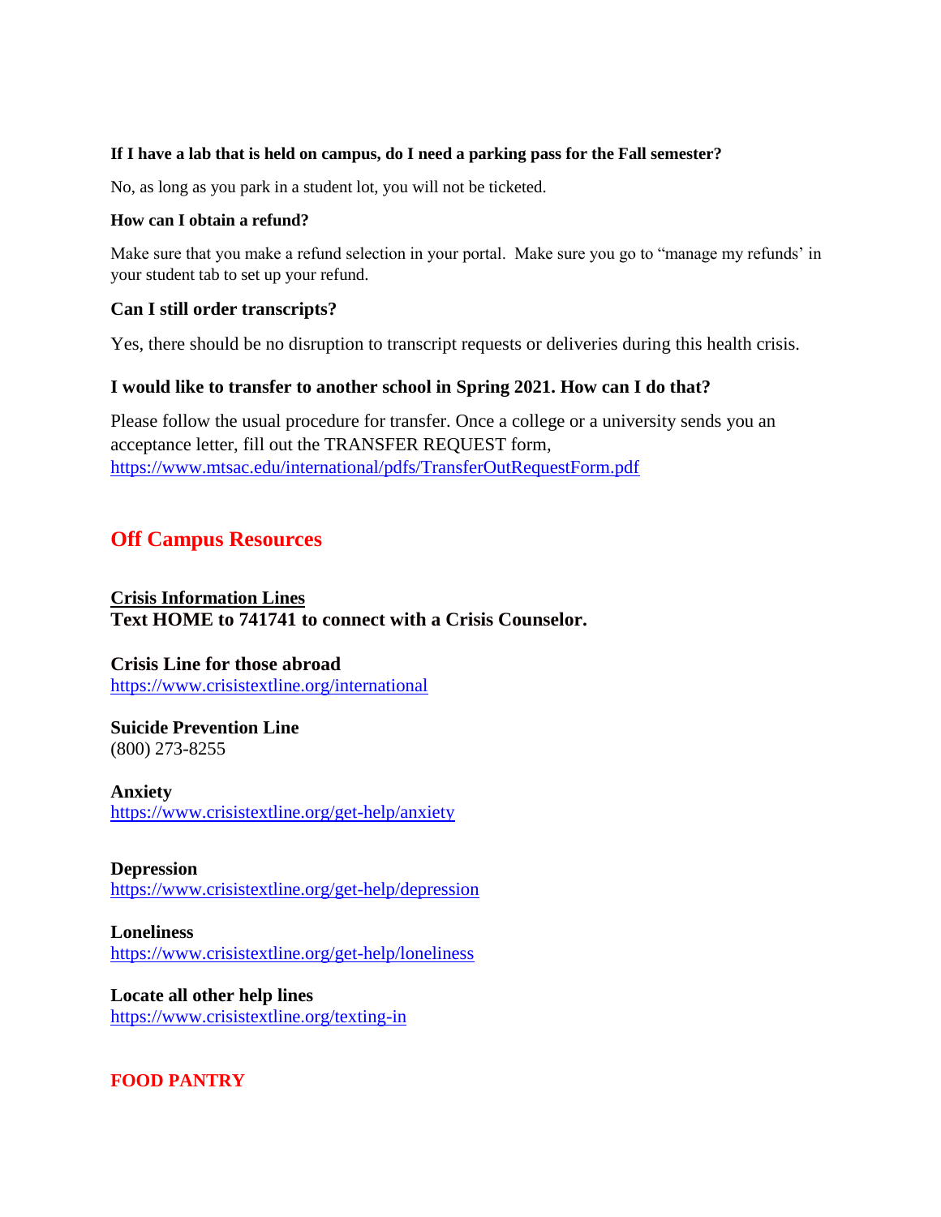**If I have a lab that is held on campus, do I need a parking pass for the Fall semester?**

No, as long as you park in a student lot, you will not be ticketed.

**How can I obtain a refund?**

Make sure that you make a refund selection in your portal. Make sure you go to "manage my refunds' in your student tab to set up your refund.

**Can I still order transcripts?**

Yes, there should be no disruption to transcript requests or deliveries during this health crisis.

**I would like to transfer to another school in Spring 2021. How can I do that?**

Please follow the usual procedure for transfer. Once a college or a university sends you an acceptance letter, fill out the TRANSFER REQUEST form, https://www.mtsac.edu/international/pdfs/TransferOutRequestForm.pdf

## Off Campus Resources

**Crisis Information Lines**
**Text HOME to 741741 to connect with a Crisis Counselor.**

**Crisis Line for those abroad**
https://www.crisistextline.org/international

**Suicide Prevention Line**
(800) 273-8255

**Anxiety**
https://www.crisistextline.org/get-help/anxiety

**Depression**
https://www.crisistextline.org/get-help/depression

**Loneliness**
https://www.crisistextline.org/get-help/loneliness

**Locate all other help lines**
https://www.crisistextline.org/texting-in

## FOOD PANTRY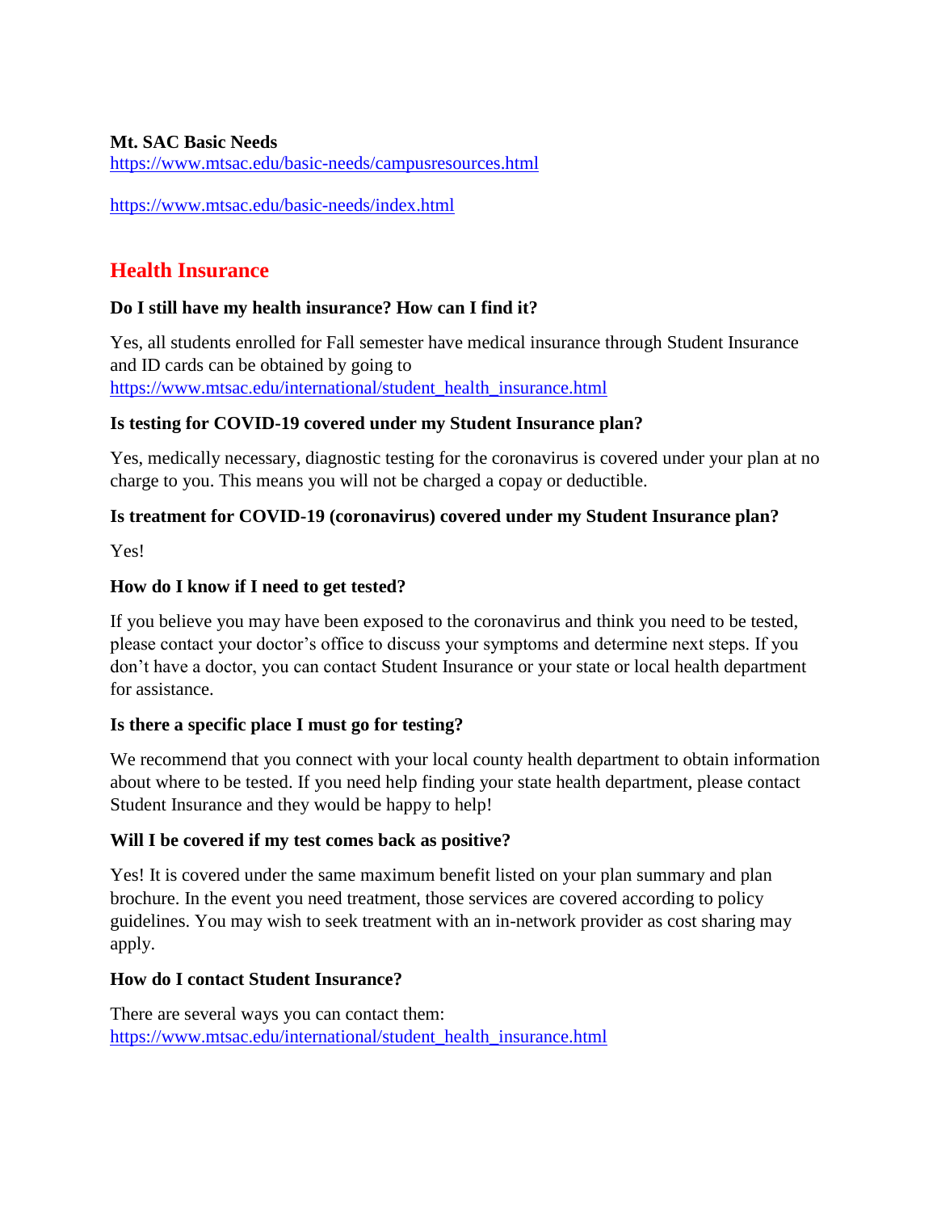**Mt. SAC Basic Needs**

https://www.mtsac.edu/basic-needs/campusresources.html

https://www.mtsac.edu/basic-needs/index.html

## Health Insurance

**Do I still have my health insurance? How can I find it?**

Yes, all students enrolled for Fall semester have medical insurance through Student Insurance and ID cards can be obtained by going to https://www.mtsac.edu/international/student_health_insurance.html

**Is testing for COVID-19 covered under my Student Insurance plan?**

Yes, medically necessary, diagnostic testing for the coronavirus is covered under your plan at no charge to you. This means you will not be charged a copay or deductible.

**Is treatment for COVID-19 (coronavirus) covered under my Student Insurance plan?**

Yes!

**How do I know if I need to get tested?**

If you believe you may have been exposed to the coronavirus and think you need to be tested, please contact your doctor's office to discuss your symptoms and determine next steps. If you don't have a doctor, you can contact Student Insurance or your state or local health department for assistance.

**Is there a specific place I must go for testing?**

We recommend that you connect with your local county health department to obtain information about where to be tested. If you need help finding your state health department, please contact Student Insurance and they would be happy to help!

**Will I be covered if my test comes back as positive?**

Yes! It is covered under the same maximum benefit listed on your plan summary and plan brochure. In the event you need treatment, those services are covered according to policy guidelines. You may wish to seek treatment with an in-network provider as cost sharing may apply.

**How do I contact Student Insurance?**

There are several ways you can contact them: https://www.mtsac.edu/international/student_health_insurance.html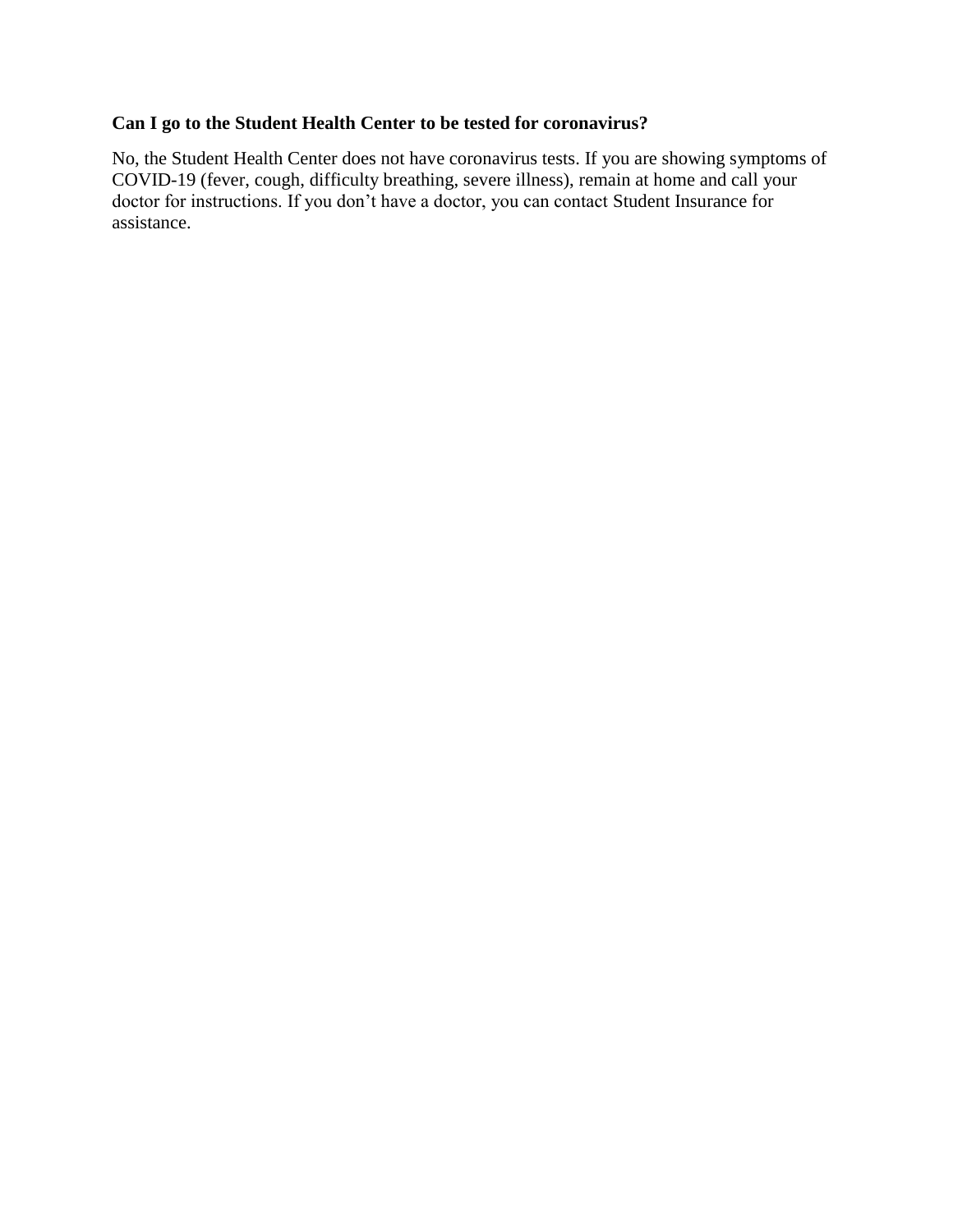**Can I go to the Student Health Center to be tested for coronavirus?**

No, the Student Health Center does not have coronavirus tests. If you are showing symptoms of COVID-19 (fever, cough, difficulty breathing, severe illness), remain at home and call your doctor for instructions. If you don't have a doctor, you can contact Student Insurance for assistance.